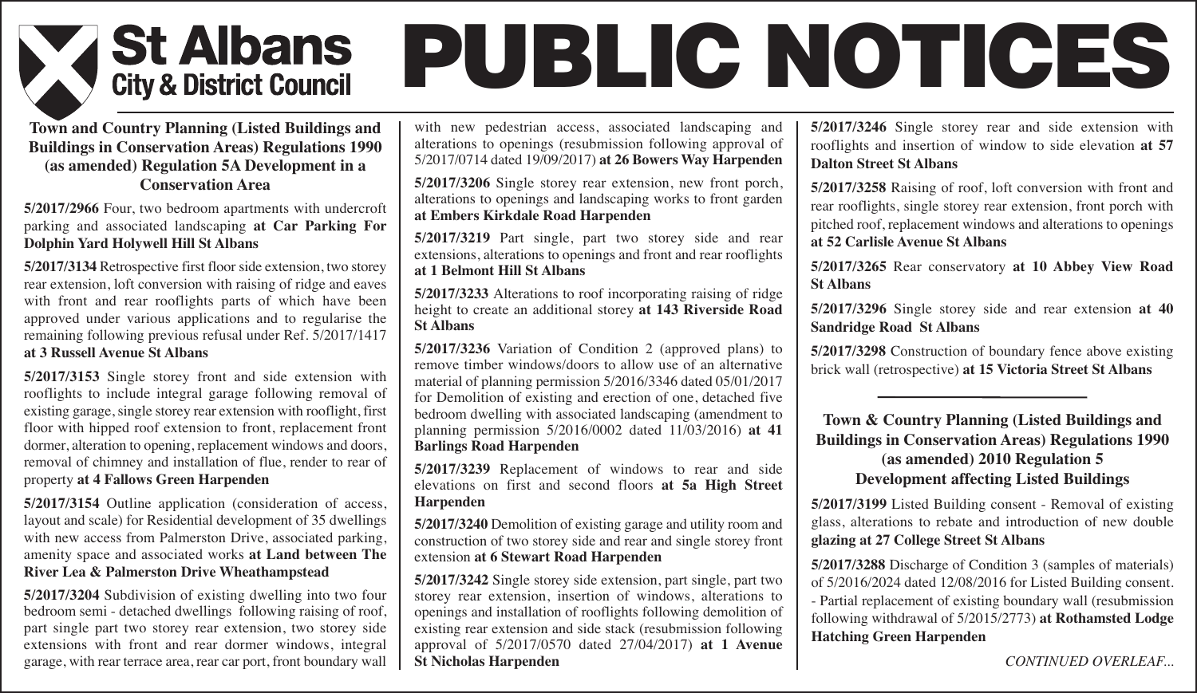# St Albans City & District Council

# PUBLIC NOTICES

### Town and Country Planning (Listed Buildings and Buildings in Conservation Areas) Regulations 1990 (as amended) Regulation 5A Development in a Conservation Area

**5/2017/2966** Four, two bedroom apartments with undercroft parking and associated landscaping **at Car Parking For Dolphin Yard Holywell Hill St Albans**

**5/2017/3134** Retrospective first floor side extension, two storey rear extension, loft conversion with raising of ridge and eaves with front and rear rooflights parts of which have been approved under various applications and to regularise the remaining following previous refusal under Ref. 5/2017/1417 **at 3 Russell Avenue St Albans**

**5/2017/3153** Single storey front and side extension with rooflights to include integral garage following removal of existing garage, single storey rear extension with rooflight, first floor with hipped roof extension to front, replacement front dormer, alteration to opening, replacement windows and doors, removal of chimney and installation of flue, render to rear of property **at 4 Fallows Green Harpenden**

**5/2017/3154** Outline application (consideration of access, layout and scale) for Residential development of 35 dwellings with new access from Palmerston Drive, associated parking, amenity space and associated works **at Land between The River Lea & Palmerston Drive Wheathampstead**

**5/2017/3204** Subdivision of existing dwelling into two four bedroom semi - detached dwellings following raising of roof, part single part two storey rear extension, two storey side extensions with front and rear dormer windows, integral garage, with rear terrace area, rear car port, front boundary wall with new pedestrian access, associated landscaping and alterations to openings (resubmission following approval of 5/2017/0714 dated 19/09/2017) **at 26 Bowers Way Harpenden**

**5/2017/3206** Single storey rear extension, new front porch, alterations to openings and landscaping works to front garden **at Embers Kirkdale Road Harpenden**

**5/2017/3219** Part single, part two storey side and rear extensions, alterations to openings and front and rear rooflights **at 1 Belmont Hill St Albans**

**5/2017/3233** Alterations to roof incorporating raising of ridge height to create an additional storey **at 143 Riverside Road St Albans**

**5/2017/3236** Variation of Condition 2 (approved plans) to remove timber windows/doors to allow use of an alternative material of planning permission 5/2016/3346 dated 05/01/2017 for Demolition of existing and erection of one, detached five bedroom dwelling with associated landscaping (amendment to planning permission 5/2016/0002 dated 11/03/2016) **at 41 Barlings Road Harpenden**

**5/2017/3239** Replacement of windows to rear and side elevations on first and second floors **at 5a High Street Harpenden**

**5/2017/3240** Demolition of existing garage and utility room and construction of two storey side and rear and single storey front extension **at 6 Stewart Road Harpenden**

**5/2017/3242** Single storey side extension, part single, part two storey rear extension, insertion of windows, alterations to openings and installation of rooflights following demolition of existing rear extension and side stack (resubmission following approval of 5/2017/0570 dated 27/04/2017) **at 1 Avenue St Nicholas Harpenden**

**5/2017/3246** Single storey rear and side extension with rooflights and insertion of window to side elevation **at 57 Dalton Street St Albans**

**5/2017/3258** Raising of roof, loft conversion with front and rear rooflights, single storey rear extension, front porch with pitched roof, replacement windows and alterations to openings **at 52 Carlisle Avenue St Albans**

**5/2017/3265** Rear conservatory **at 10 Abbey View Road St Albans**

**5/2017/3296** Single storey side and rear extension **at 40 Sandridge Road St Albans**

**5/2017/3298** Construction of boundary fence above existing brick wall (retrospective) **at 15 Victoria Street St Albans**

---

### Town & Country Planning (Listed Buildings and Buildings in Conservation Areas) Regulations 1990 (as amended) 2010 Regulation 5 Development affecting Listed Buildings

**5/2017/3199** Listed Building consent - Removal of existing glass, alterations to rebate and introduction of new double **glazing at 27 College Street St Albans**

**5/2017/3288** Discharge of Condition 3 (samples of materials) of 5/2016/2024 dated 12/08/2016 for Listed Building consent. - Partial replacement of existing boundary wall (resubmission following withdrawal of 5/2015/2773) **at Rothamsted Lodge Hatching Green Harpenden**

*CONTINUED OVERLEAF...*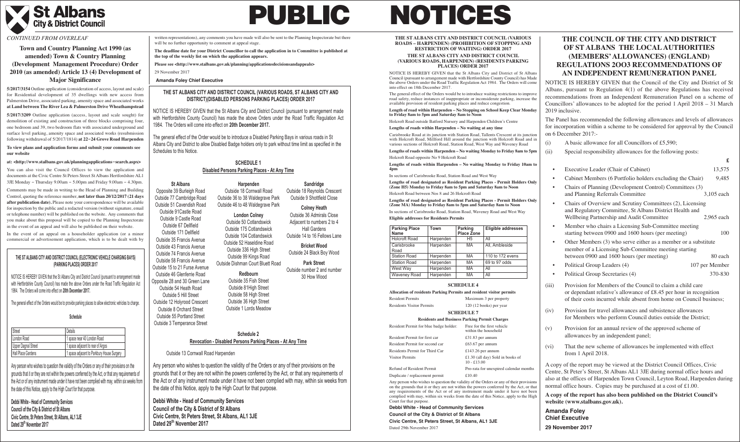# PUBLIC NOTICES

*CONTINUED FROM OVERLEAF*

## Town and Country Planning Act 1990 (as amended) Town & Country Planning (Development Management Procedure) Order 2010 (as amended) Article 13 (4) Development of Major Significance

**5/2017/3154** Outline application (consideration of access, layout and scale) for Residential development of 35 dwellings with new access from Palmerston Drive, associated parking, amenity space and associated works **at Land between The River Lea & Palmerston Drive Wheathampstead**

**5/2017/3209** Outline application (access, layout and scale sought) for demolition of existing and construction of three blocks comprising four, one bedroom and 39, two bedroom flats with associated underground and surface level parking, amenity space and associated works (resubmission following withdrawal of 5/2017/1814) **at 22–24 Grove Road Harpenden**

**To view plans and application forms and submit your comments see our website**

**at: <http://www.stalbans.gov.uk/planningapplications–search.aspx>**

You can also visit the Council Offices to view the application and documents at the Civic Centre St Peters Street St Albans Hertfordshire AL1 3JE Monday – Thursday 9.00am – 5.00pm and Friday 9.00am – 4.30pm.

Comments may be made in writing to the Head of Planning and Building Control, quoting the reference number, **not later than 20/12/2017 (21 days after publication date).** Please note your correspondence will be available for inspection by the public and a redacted version (without signature, email or telephone number) will be published on the website. Any comments that you make about this proposal will be copied to the Planning Inspectorate in the event of an appeal and will also be published on their website.

In the event of an appeal on a householder application (or a minor commercial or advertisement application, which is to be dealt with by written representations), any comments you have made will also be sent to the Planning Inspectorate but there will be no further opportunity to comment at appeal stage.

**The deadline date for your District Councillor to call the application in to Committee is published at the top of the weekly list on which the application appears.**

**Please see <http://www.stalbans.gov.uk/planning/applicationsdecisionsandappeals>**

29 November 2017

**Amanda Foley Chief Executive**

---

## THE ST ALBANS CITY AND DISTRICT COUNCIL (ELECTRONIC VEHICLE CHARGING BAYS) (PARKING PLACES) ORDER 2017

NOTICE IS HEREBY GIVEN that the St Albans City and District Council (pursuant to arrangement made with Hertfordshire County Council) has made the above Orders under the Road Traffic Regulation Act 1984. The Orders will come into effect on **20th December 2017.**

The general effect of the Orders would be to provide parking places to allow electronic vehicles to charge.

**Schedule**

| Street | Details |
|---|---|
| London Road | 1 space near 40 London Road |
| Upper Dagnal Street | 1 space adjacent to rear of Argos |
| Hall Place Gardens | 1 space adjacent to Parkbury House Surgery |

Any person who wishes to question the validity of the Orders or any of their provisions on the grounds that it or they are not within the powers conferred by the Act, or that any requirements of the Act or of any instrument made under it have not been complied with may, within six weeks from the date of this Notice, apply to the High Court for that purpose.

**Debbi White - Head of Community Services**
**Council of the City & District of St Albans**
**Civic Centre, St Peters Street, St Albans, AL1 3JE**
**Dated 29th November 2017**

---

## THE ST ALBANS CITY AND DISTRICT COUNCIL (VARIOUS ROADS, ST ALBANS CITY AND DISTRICT)(DISABLED PERSONS PARKING PLACES) ORDER 2017

NOTICE IS HEREBY GIVEN that the St Albans City and District Council (pursuant to arrangement made with Hertfordshire County Council) has made the above Orders under the Road Traffic Regulation Act 1984. The Orders will come into effect on **20th December 2017.**

The general effect of the Order would be to introduce a Disabled Parking Bays in various roads in St Albans City and District to allow Disabled Badge holders only to park without time limit as specified in the Schedules to this Notice.

**SCHEDULE 1**
**Disabled Persons Parking Places - At Any Time**

**St Albans**
Opposite 39 Burleigh Road
Outside 77 Cambridge Road
Outside 51 Cavendish Road
Outside 91Castle Road
Outside 9 Castle Road
Outside 67 Dellfield
Outside 171 Dellfield
Outside 35 Francis Avenue
Outside 43 Francis Avenue
Outside 74 Francis Avenue
Outside 58 Francis Avenue
Outside 15 to 21 Furse Avenue
Outside 46 Glenferrie Road
Opposite 28 and 30 Green Lane
Outside 54 Heath Road
Outside 5 Hill Street
Outside 12 Holyrood Crescent
Outside 8 Orchard Street
Outside 55 Portland Street
Outside 3 Temperance Street

**Harpenden**
Outside 18 Cornwall Road
Outside 36 to 38 Waldegrave Park
Outside 46 to 48 Waldegrave Park

**London Colney**
Outside 50 Cotlandswick
Outside 175 Cotlandswick
Outside 104 Cotlandswick
Outside 52 Haseldine Road
Outside 336 High Street
Outside 99 Kings Road
Outside Dishman Court Bluett Road

**Redbourn**
Outside 35 Fish Street
Outside 81High Street
Outside 58 High Street
Outside 36 High Street
Outside 1 Lords Meadow

**Sandridge**
Outside 18 Reynolds Crescent
Outside 9 Shottfield Close

**Colney Heath**
Outside 36 Admirals Close
Adjacent to numbers 2 to 4 Hall Gardens
Outside 14 to 16 Fellows Lane

**Bricket Wood**
Outside 24 Black Boy Wood

**Park Street**
Outside number 2 and number 30 How Wood

**Schedule 2**
**Revocation - Disabled Persons Parking Places - At Any Time**

Outside 13 Cornwall Road Harpenden

Any person who wishes to question the validity of the Orders or any of their provisions on the grounds that it or they are not within the powers conferred by the Act, or that any requirements of the Act or of any instrument made under it have not been complied with may, within six weeks from the date of this Notice, apply to the High Court for that purpose.

**Debbi White - Head of Community Services**
**Council of the City & District of St Albans**
**Civic Centre, St Peters Street, St Albans, AL1 3JE**
**Dated 29th November 2017**

---

## THE ST ALBANS CITY AND DISTRICT COUNCIL (VARIOUS ROADS – HARPENDEN) (PROHIBITION OF STOPPING AND RESTRICTION OF WAITING) ORDER 2017

## THE ST ALBANS CITY AND DISTRICT COUNCIL (VARIOUS ROADS, HARPENDEN) (RESIDENTS PARKING PLACES) ORDER 2017

NOTICE IS HEREBY GIVEN that the St Albans City and District of St Albans Council (pursuant to arrangement made with Hertfordshire County Council) has Made the above Orders under the Road Traffic Regulation Act 1984. The Orders will come into effect on 18th December 2017.

The general effect of the Orders would be to introduce waiting restrictions to improve road safety, reduce instances of inappropriate or inconsiderate parking, increase the available provision of resident parking places and reduce congestion.

**Length of road within Harpenden – No Stopping on School Keep Clear Monday to Friday 8am to 5pm and Saturday 8am to Noon**

Holcroft Road outside Batford Nursery and Harpenden Children's Centre

**Lengths of roads within Harpenden – No waiting at any time**

Carisbrooke Road at its junction with Station Road, Tallents Crescent at its junction with Holcroft Road, Millford Hill around the junction with Holcroft Road and in various sections of Holcroft Road, Station Road, West Way and Waveney Road

**Lengths of roads within Harpenden – No Waiting Monday to Friday 8am to 5pm**

Holcroft Road opposite No 9 Holcroft Road

**Lengths of roads within Harpenden – No waiting Monday to Friday 10am to 4pm**

In sections of Carisbrooke Road, Station Road and West Way

**Lengths of road designated as Resident Parking Places - Permit Holders Only (Zone H5) Monday to Friday 8am to 5pm and Saturday 8am to Noon**

Holcroft Road between Nos 8 and 26 Holcroft Road

**Lengths of road designated as Resident Parking Places - Permit Holders Only (Zone MA) Monday to Friday 8am to 5pm and Saturday 8am to Noon**

In sections of Carisbrooke Road, Station Road, Waveney Road and West Way

**Eligible addresses for Residents Permits**

| Parking Place Name | Town | Parking Place Zone | Eligible addresses |
|---|---|---|---|
| Holcroft Road | Harpenden | H5 | All |
| Carisbrooke Road | Harpenden | MA | All, Ambleside |
| Station Road | Harpenden | MA | 110 to 172 evens |
| Station Road | Harpenden | MA | 69 to 97 odds |
| West Way | Harpenden | MA | All |
| Waveney Road | Harpenden | MA | All |

**SCHEDULE 4**

**Allocation of residents Parking Permits and resident visitor permits**

| | |
|---|---|
| Resident Permits | Maximum 3 per property |
| Residents Visitor Permits | 120 (12 books) per year |

**SCHEDULE 7**

**Residents and Business Parking Permit Charges**

| | |
|---|---|
| Resident Permit for blue badge holder: | Free for the first vehicle within the household |
| Resident Permit for first car | £31.83 per annum |
| Resident Permit for second car | £63.67 per annum |
| Residents Permit for Third Car | £143.26 per annum |
| Visitor Permits | £1.30 (all day) Sold in books of 10 - £13.00 |
| Refund of Resident Permit | Pro-rata for unexpired calendar months |
| Duplicate / replacement permit | £10.40 |

Any person who wishes to question the validity of the Orders or any of their provisions on the grounds that it or they are not within the powers conferred by the Act, or that any requirements of the Act or of any instrument made under it have not been complied with may, within six weeks from the date of this Notice, apply to the High Court for that purpose.

**Debbi White - Head of Community Services**
**Council of the City & District of St Albans**
**Civic Centre, St Peters Street, St Albans, AL1 3JE**
Dated 29th November 2017

---

## THE COUNCIL OF THE CITY AND DISTRICT OF ST ALBANS THE LOCAL AUTHORITIES (MEMBERS' ALLOWANCES) (ENGLAND) REGULATIONS 2OO3 RECOMMENDATIONS OF AN INDEPENDENT REMUNERATION PANEL

NOTICE IS HEREBY GIVEN that the Council of the City and District of St Albans, pursuant to Regulation 4(1) of the above Regulations has received recommendations from an Independent Remuneration Panel on a scheme of Councillors' allowances to be adopted for the period 1 April 2018 – 31 March 2019 inclusive.

The Panel has recommended the following allowances and levels of allowances for incorporation within a scheme to be considered for approval by the Council on 6 December 2017:-

(i) A basic allowance for all Councillors of £5,590;

(ii) Special responsibility allowances for the following posts:

| | £ |
|---|---|
| • Executive Leader (Chair of Cabinet) | 13,575 |
| • Cabinet Members (6 Portfolio holders excluding the Chair) | 9,485 |
| • Chairs of Planning (Development Control) Committees (3) and Planning Referrals Committee | 3,105 each |
| • Chairs of Overview and Scrutiny Committees (2), Licensing and Regulatory Committee, St Albans District Health and Wellbeing Partnership and Audit Committee | 2,965 each |
| • Member who chairs a Licensing Sub-Committee meeting starting between 0900 and 1600 hours (per meeting) | 100 |
| • Other Members (3) who serve either as a member or a substitute member of a Licensing Sub-Committee meeting starting between 0900 and 1600 hours (per meeting) | 80 each |
| • Political Group Leaders (4) | 107 per Member |
| • Political Group Secretaries (4) | 370-830 |

(iii) Provision for Members of the Council to claim a child care or dependant relative's allowance of £8.45 per hour in recognition of their costs incurred while absent from home on Council business;

(iv) Provision for travel allowances and subsistence allowances for Members who perform Council duties outside the District;

(v) Provision for an annual review of the approved scheme of allowances by an independent panel;

(vi) That the new scheme of allowances be implemented with effect from 1 April 2018.

A copy of the report may be viewed at the District Council Offices, Civic Centre, St Peter's Street, St Albans AL1 3JE during normal office hours and also at the offices of Harpenden Town Council, Leyton Road, Harpenden during normal office hours. Copies may be purchased at a cost of £1.00.

**A copy of the report has also been published on the District Council's website (www.stalbans.gov.uk).**

**Amanda Foley**
**Chief Executive**

**29 November 2017**